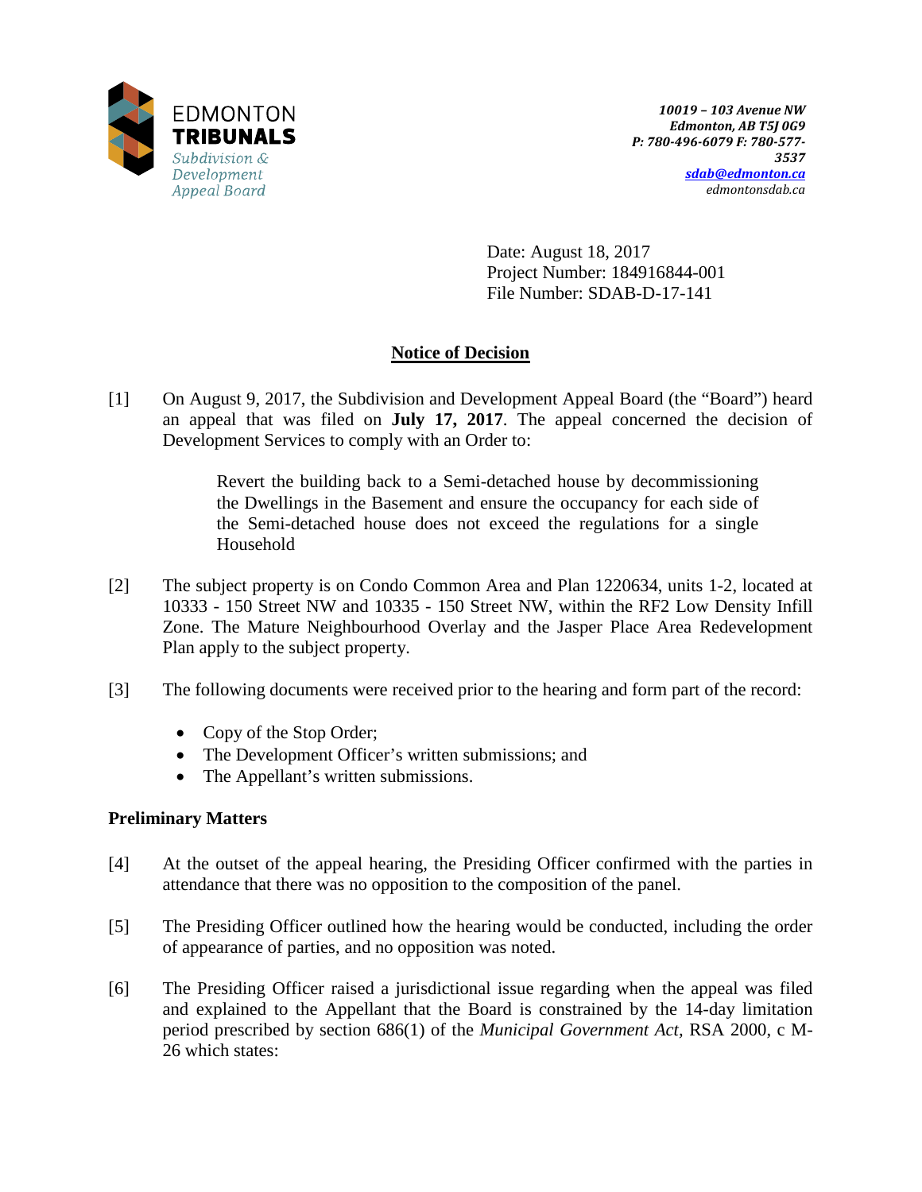EDMONTON **TRIBUNALS**
*Subdivision & Development Appeal Board*

*10019 – 103 Avenue NW*
*Edmonton, AB T5J 0G9*
*P: 780-496-6079 F: 780-577-3537*
*sdab@edmonton.ca*
*edmontonsdab.ca*

Date: August 18, 2017
Project Number: 184916844-001
File Number: SDAB-D-17-141

## Notice of Decision

[1] On August 9, 2017, the Subdivision and Development Appeal Board (the "Board") heard an appeal that was filed on **July 17, 2017**. The appeal concerned the decision of Development Services to comply with an Order to:

> Revert the building back to a Semi-detached house by decommissioning the Dwellings in the Basement and ensure the occupancy for each side of the Semi-detached house does not exceed the regulations for a single Household

[2] The subject property is on Condo Common Area and Plan 1220634, units 1-2, located at 10333 - 150 Street NW and 10335 - 150 Street NW, within the RF2 Low Density Infill Zone. The Mature Neighbourhood Overlay and the Jasper Place Area Redevelopment Plan apply to the subject property.

[3] The following documents were received prior to the hearing and form part of the record:

- Copy of the Stop Order;
- The Development Officer's written submissions; and
- The Appellant's written submissions.

### Preliminary Matters

[4] At the outset of the appeal hearing, the Presiding Officer confirmed with the parties in attendance that there was no opposition to the composition of the panel.

[5] The Presiding Officer outlined how the hearing would be conducted, including the order of appearance of parties, and no opposition was noted.

[6] The Presiding Officer raised a jurisdictional issue regarding when the appeal was filed and explained to the Appellant that the Board is constrained by the 14-day limitation period prescribed by section 686(1) of the *Municipal Government Act*, RSA 2000, c M-26 which states: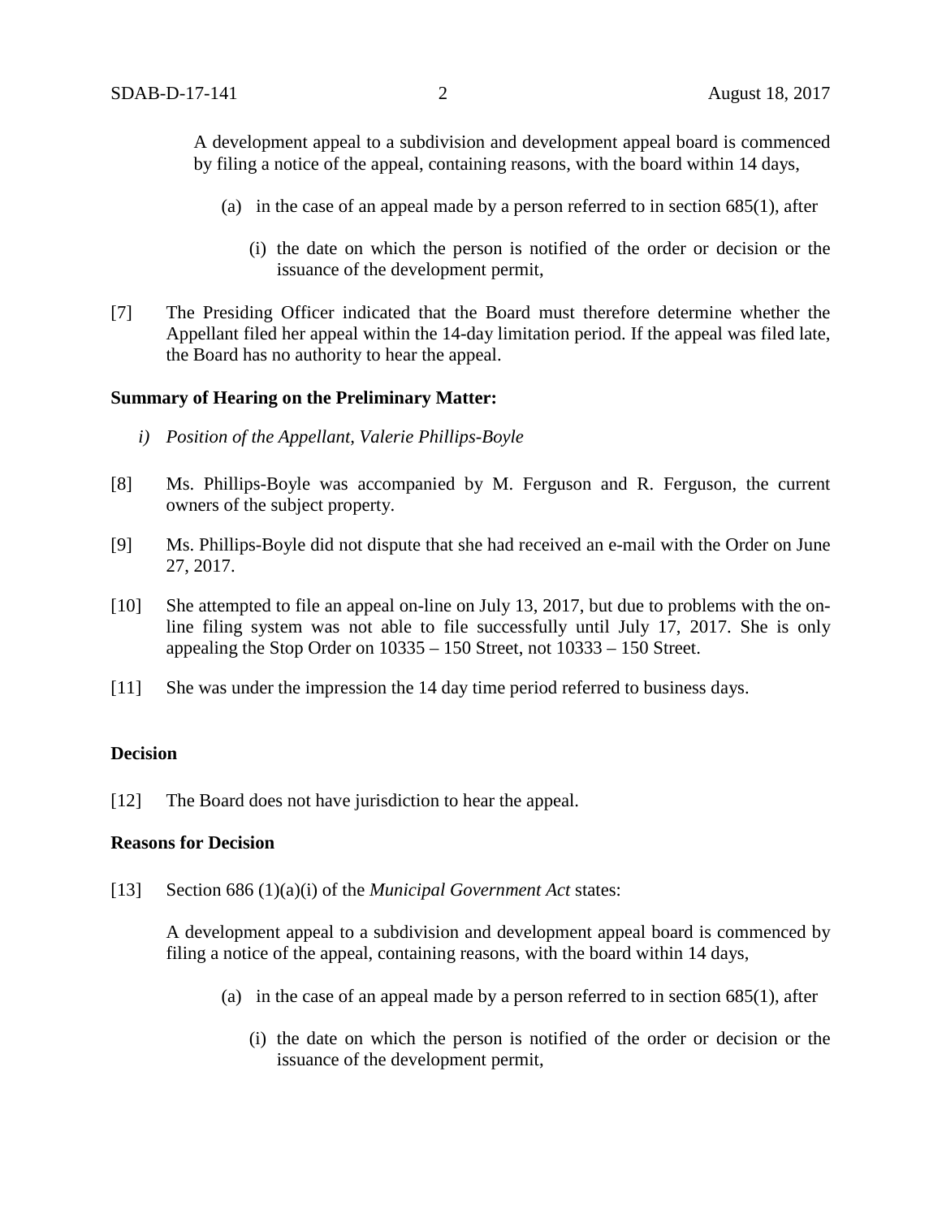> A development appeal to a subdivision and development appeal board is commenced by filing a notice of the appeal, containing reasons, with the board within 14 days,
>
> (a) in the case of an appeal made by a person referred to in section 685(1), after
>
> (i) the date on which the person is notified of the order or decision or the issuance of the development permit,

[7] The Presiding Officer indicated that the Board must therefore determine whether the Appellant filed her appeal within the 14-day limitation period. If the appeal was filed late, the Board has no authority to hear the appeal.

**Summary of Hearing on the Preliminary Matter:**

*i) Position of the Appellant, Valerie Phillips-Boyle*

[8] Ms. Phillips-Boyle was accompanied by M. Ferguson and R. Ferguson, the current owners of the subject property.

[9] Ms. Phillips-Boyle did not dispute that she had received an e-mail with the Order on June 27, 2017.

[10] She attempted to file an appeal on-line on July 13, 2017, but due to problems with the on-line filing system was not able to file successfully until July 17, 2017. She is only appealing the Stop Order on 10335 – 150 Street, not 10333 – 150 Street.

[11] She was under the impression the 14 day time period referred to business days.

**Decision**

[12] The Board does not have jurisdiction to hear the appeal.

**Reasons for Decision**

[13] Section 686 (1)(a)(i) of the *Municipal Government Act* states:

> A development appeal to a subdivision and development appeal board is commenced by filing a notice of the appeal, containing reasons, with the board within 14 days,
>
> (a) in the case of an appeal made by a person referred to in section 685(1), after
>
> (i) the date on which the person is notified of the order or decision or the issuance of the development permit,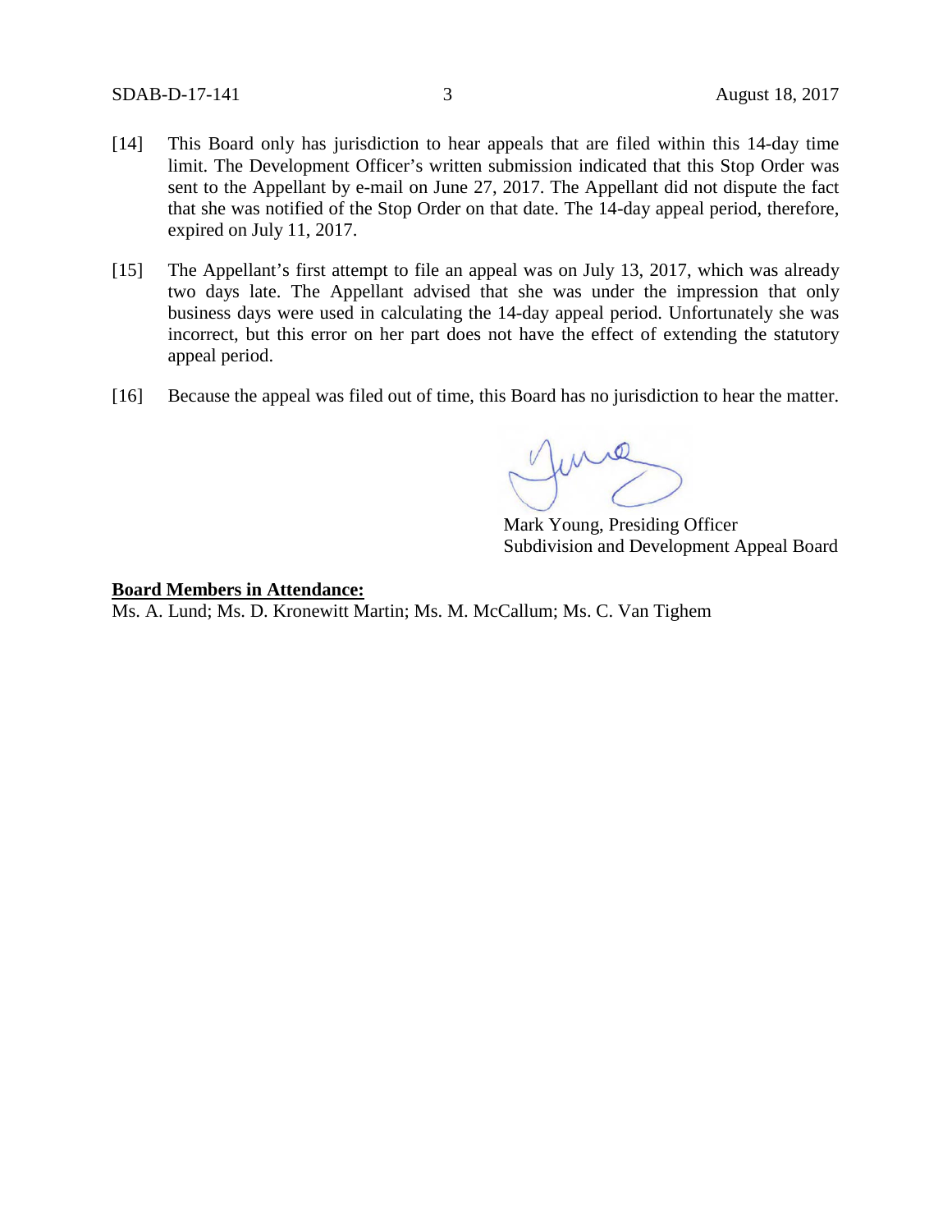[14] This Board only has jurisdiction to hear appeals that are filed within this 14-day time limit. The Development Officer's written submission indicated that this Stop Order was sent to the Appellant by e-mail on June 27, 2017. The Appellant did not dispute the fact that she was notified of the Stop Order on that date. The 14-day appeal period, therefore, expired on July 11, 2017.

[15] The Appellant's first attempt to file an appeal was on July 13, 2017, which was already two days late. The Appellant advised that she was under the impression that only business days were used in calculating the 14-day appeal period. Unfortunately she was incorrect, but this error on her part does not have the effect of extending the statutory appeal period.

[16] Because the appeal was filed out of time, this Board has no jurisdiction to hear the matter.

Mark Young, Presiding Officer
Subdivision and Development Appeal Board

**Board Members in Attendance:**
Ms. A. Lund; Ms. D. Kronewitt Martin; Ms. M. McCallum; Ms. C. Van Tighem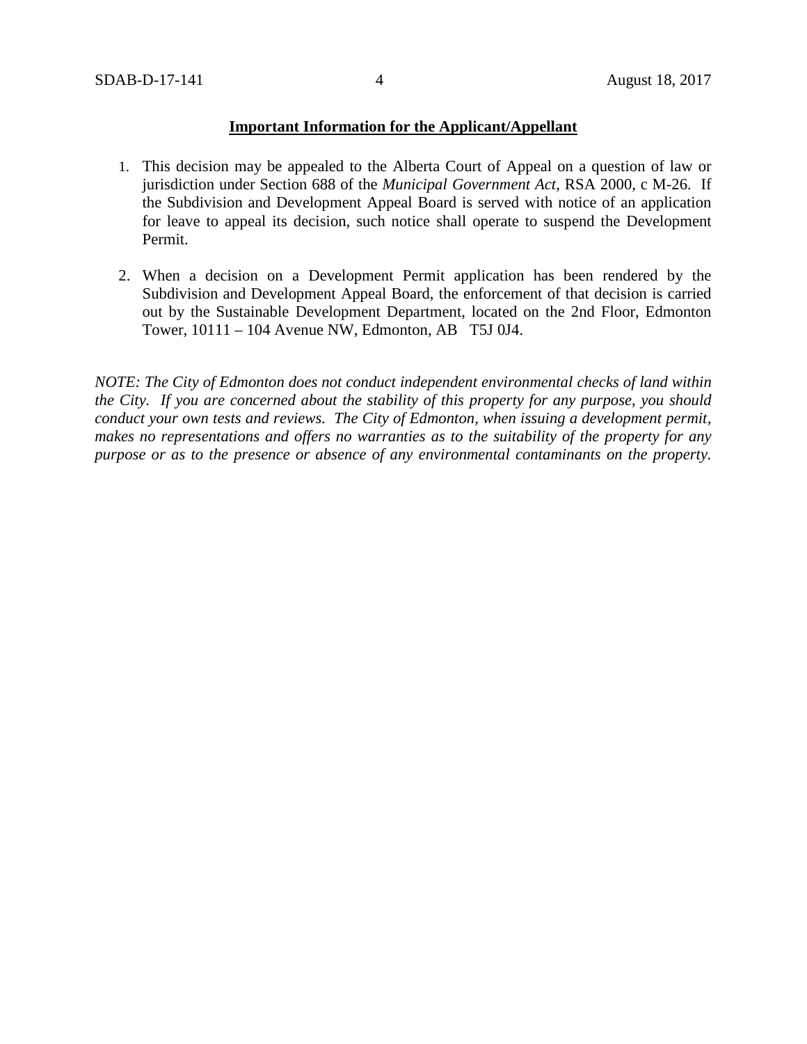**Important Information for the Applicant/Appellant**

1. This decision may be appealed to the Alberta Court of Appeal on a question of law or jurisdiction under Section 688 of the *Municipal Government Act*, RSA 2000, c M-26. If the Subdivision and Development Appeal Board is served with notice of an application for leave to appeal its decision, such notice shall operate to suspend the Development Permit.

2. When a decision on a Development Permit application has been rendered by the Subdivision and Development Appeal Board, the enforcement of that decision is carried out by the Sustainable Development Department, located on the 2nd Floor, Edmonton Tower, 10111 – 104 Avenue NW, Edmonton, AB T5J 0J4.

*NOTE: The City of Edmonton does not conduct independent environmental checks of land within the City. If you are concerned about the stability of this property for any purpose, you should conduct your own tests and reviews. The City of Edmonton, when issuing a development permit, makes no representations and offers no warranties as to the suitability of the property for any purpose or as to the presence or absence of any environmental contaminants on the property.*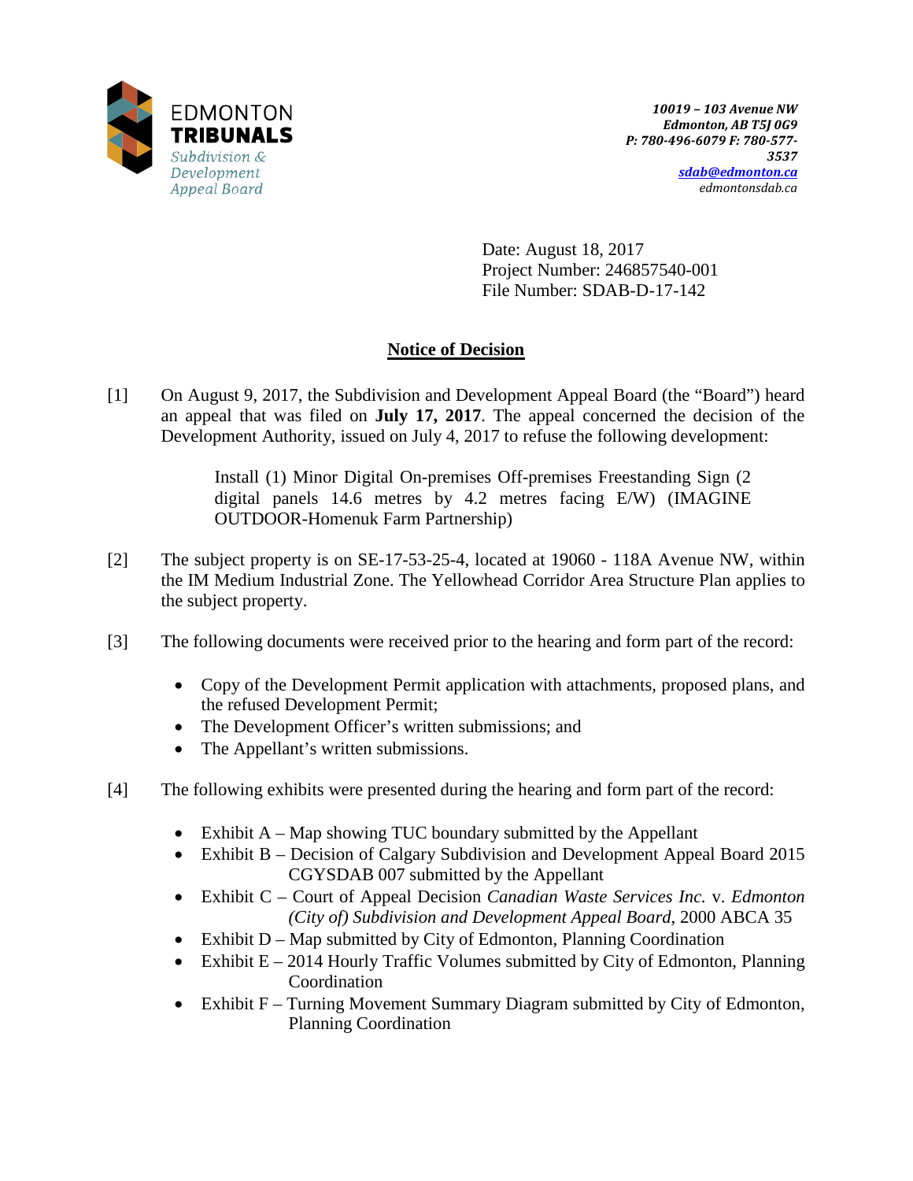EDMONTON
**TRIBUNALS**
*Subdivision & Development Appeal Board*

*10019 – 103 Avenue NW*
*Edmonton, AB T5J 0G9*
*P: 780-496-6079 F: 780-577-3537*
*sdab@edmonton.ca*
*edmontonsdab.ca*

Date: August 18, 2017
Project Number: 246857540-001
File Number: SDAB-D-17-142

## Notice of Decision

[1] On August 9, 2017, the Subdivision and Development Appeal Board (the "Board") heard an appeal that was filed on **July 17, 2017**. The appeal concerned the decision of the Development Authority, issued on July 4, 2017 to refuse the following development:

> Install (1) Minor Digital On-premises Off-premises Freestanding Sign (2 digital panels 14.6 metres by 4.2 metres facing E/W) (IMAGINE OUTDOOR-Homenuk Farm Partnership)

[2] The subject property is on SE-17-53-25-4, located at 19060 - 118A Avenue NW, within the IM Medium Industrial Zone. The Yellowhead Corridor Area Structure Plan applies to the subject property.

[3] The following documents were received prior to the hearing and form part of the record:

- Copy of the Development Permit application with attachments, proposed plans, and the refused Development Permit;
- The Development Officer's written submissions; and
- The Appellant's written submissions.

[4] The following exhibits were presented during the hearing and form part of the record:

- Exhibit A – Map showing TUC boundary submitted by the Appellant
- Exhibit B – Decision of Calgary Subdivision and Development Appeal Board 2015 CGYSDAB 007 submitted by the Appellant
- Exhibit C – Court of Appeal Decision *Canadian Waste Services Inc.* v. *Edmonton (City of) Subdivision and Development Appeal Board*, 2000 ABCA 35
- Exhibit D – Map submitted by City of Edmonton, Planning Coordination
- Exhibit E – 2014 Hourly Traffic Volumes submitted by City of Edmonton, Planning Coordination
- Exhibit F – Turning Movement Summary Diagram submitted by City of Edmonton, Planning Coordination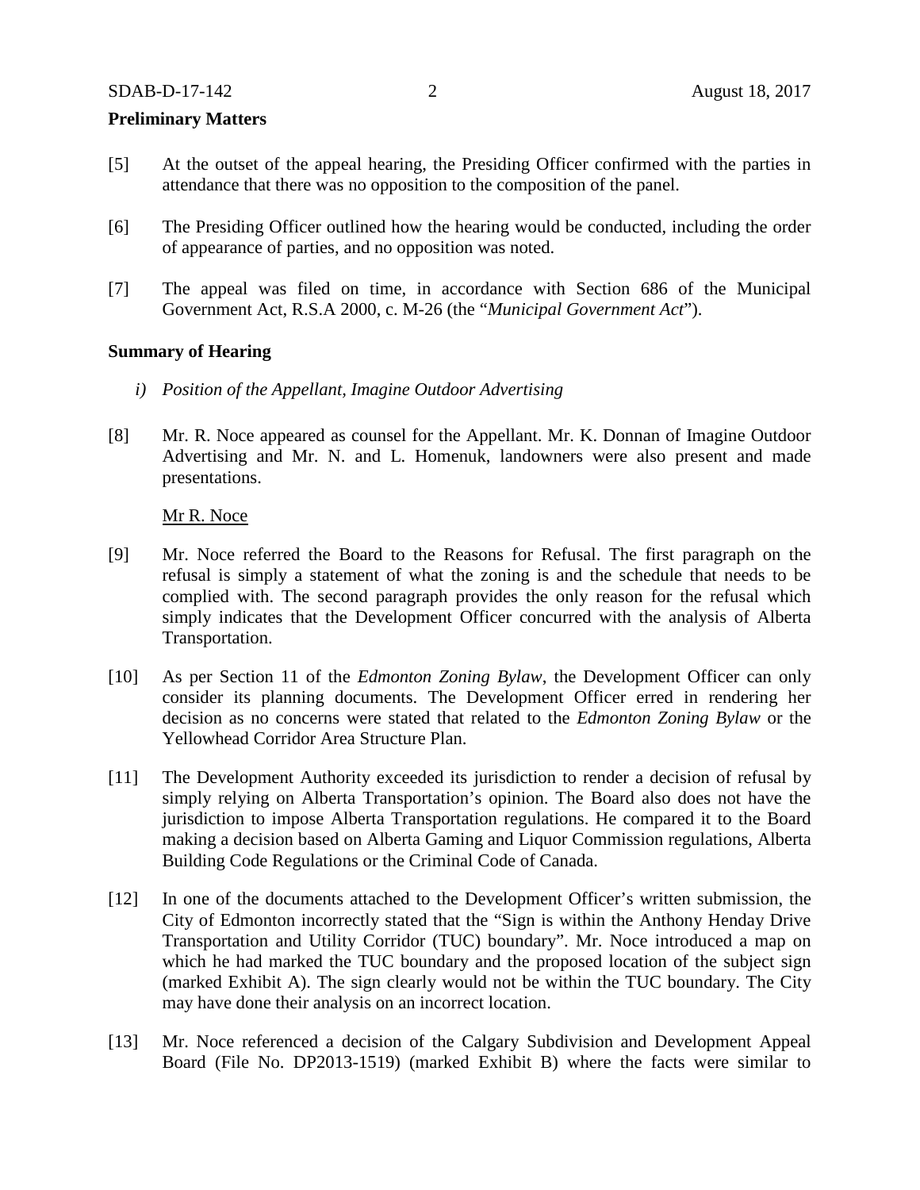## Preliminary Matters

[5] At the outset of the appeal hearing, the Presiding Officer confirmed with the parties in attendance that there was no opposition to the composition of the panel.

[6] The Presiding Officer outlined how the hearing would be conducted, including the order of appearance of parties, and no opposition was noted.

[7] The appeal was filed on time, in accordance with Section 686 of the Municipal Government Act, R.S.A 2000, c. M-26 (the "*Municipal Government Act*").

## Summary of Hearing

*i) Position of the Appellant, Imagine Outdoor Advertising*

[8] Mr. R. Noce appeared as counsel for the Appellant. Mr. K. Donnan of Imagine Outdoor Advertising and Mr. N. and L. Homenuk, landowners were also present and made presentations.

Mr R. Noce

[9] Mr. Noce referred the Board to the Reasons for Refusal. The first paragraph on the refusal is simply a statement of what the zoning is and the schedule that needs to be complied with. The second paragraph provides the only reason for the refusal which simply indicates that the Development Officer concurred with the analysis of Alberta Transportation.

[10] As per Section 11 of the *Edmonton Zoning Bylaw*, the Development Officer can only consider its planning documents. The Development Officer erred in rendering her decision as no concerns were stated that related to the *Edmonton Zoning Bylaw* or the Yellowhead Corridor Area Structure Plan.

[11] The Development Authority exceeded its jurisdiction to render a decision of refusal by simply relying on Alberta Transportation's opinion. The Board also does not have the jurisdiction to impose Alberta Transportation regulations. He compared it to the Board making a decision based on Alberta Gaming and Liquor Commission regulations, Alberta Building Code Regulations or the Criminal Code of Canada.

[12] In one of the documents attached to the Development Officer's written submission, the City of Edmonton incorrectly stated that the "Sign is within the Anthony Henday Drive Transportation and Utility Corridor (TUC) boundary". Mr. Noce introduced a map on which he had marked the TUC boundary and the proposed location of the subject sign (marked Exhibit A). The sign clearly would not be within the TUC boundary. The City may have done their analysis on an incorrect location.

[13] Mr. Noce referenced a decision of the Calgary Subdivision and Development Appeal Board (File No. DP2013-1519) (marked Exhibit B) where the facts were similar to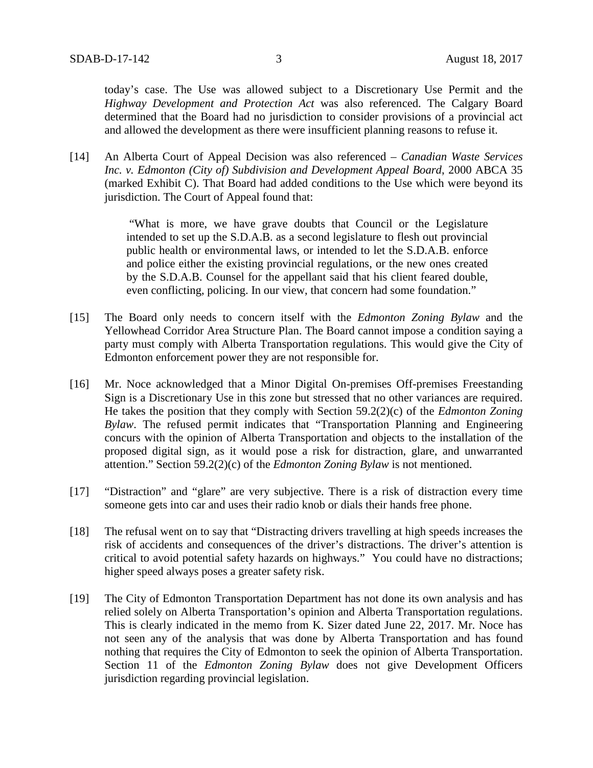today's case. The Use was allowed subject to a Discretionary Use Permit and the *Highway Development and Protection Act* was also referenced. The Calgary Board determined that the Board had no jurisdiction to consider provisions of a provincial act and allowed the development as there were insufficient planning reasons to refuse it.

[14] An Alberta Court of Appeal Decision was also referenced – *Canadian Waste Services Inc. v. Edmonton (City of) Subdivision and Development Appeal Board*, 2000 ABCA 35 (marked Exhibit C). That Board had added conditions to the Use which were beyond its jurisdiction. The Court of Appeal found that:

> "What is more, we have grave doubts that Council or the Legislature intended to set up the S.D.A.B. as a second legislature to flesh out provincial public health or environmental laws, or intended to let the S.D.A.B. enforce and police either the existing provincial regulations, or the new ones created by the S.D.A.B. Counsel for the appellant said that his client feared double, even conflicting, policing. In our view, that concern had some foundation."

[15] The Board only needs to concern itself with the *Edmonton Zoning Bylaw* and the Yellowhead Corridor Area Structure Plan. The Board cannot impose a condition saying a party must comply with Alberta Transportation regulations. This would give the City of Edmonton enforcement power they are not responsible for.

[16] Mr. Noce acknowledged that a Minor Digital On-premises Off-premises Freestanding Sign is a Discretionary Use in this zone but stressed that no other variances are required. He takes the position that they comply with Section 59.2(2)(c) of the *Edmonton Zoning Bylaw*. The refused permit indicates that "Transportation Planning and Engineering concurs with the opinion of Alberta Transportation and objects to the installation of the proposed digital sign, as it would pose a risk for distraction, glare, and unwarranted attention." Section 59.2(2)(c) of the *Edmonton Zoning Bylaw* is not mentioned.

[17] "Distraction" and "glare" are very subjective. There is a risk of distraction every time someone gets into car and uses their radio knob or dials their hands free phone.

[18] The refusal went on to say that "Distracting drivers travelling at high speeds increases the risk of accidents and consequences of the driver's distractions. The driver's attention is critical to avoid potential safety hazards on highways." You could have no distractions; higher speed always poses a greater safety risk.

[19] The City of Edmonton Transportation Department has not done its own analysis and has relied solely on Alberta Transportation's opinion and Alberta Transportation regulations. This is clearly indicated in the memo from K. Sizer dated June 22, 2017. Mr. Noce has not seen any of the analysis that was done by Alberta Transportation and has found nothing that requires the City of Edmonton to seek the opinion of Alberta Transportation. Section 11 of the *Edmonton Zoning Bylaw* does not give Development Officers jurisdiction regarding provincial legislation.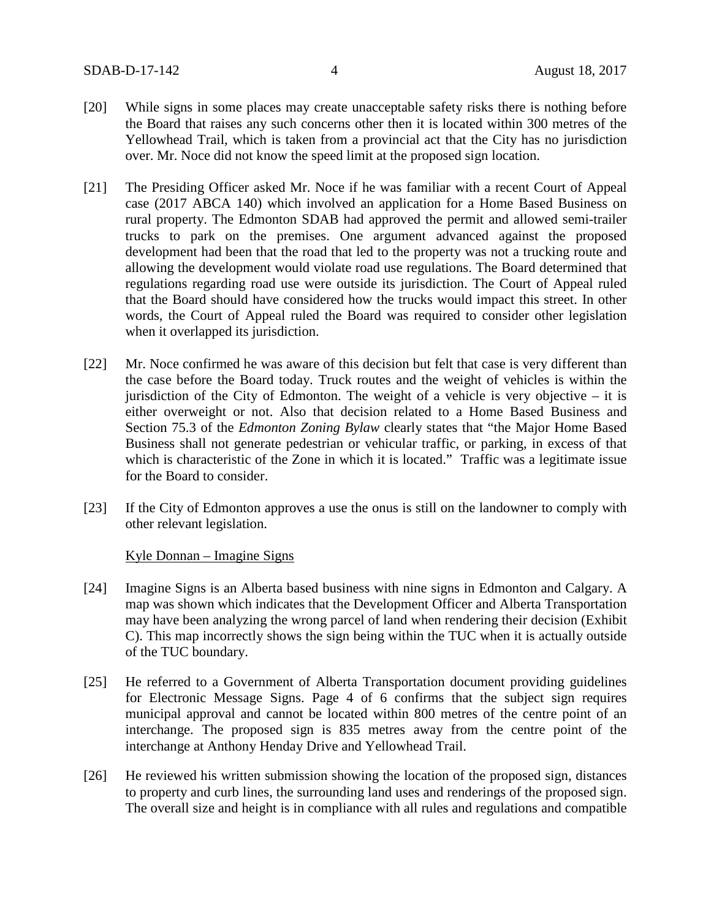[20] While signs in some places may create unacceptable safety risks there is nothing before the Board that raises any such concerns other then it is located within 300 metres of the Yellowhead Trail, which is taken from a provincial act that the City has no jurisdiction over. Mr. Noce did not know the speed limit at the proposed sign location.

[21] The Presiding Officer asked Mr. Noce if he was familiar with a recent Court of Appeal case (2017 ABCA 140) which involved an application for a Home Based Business on rural property. The Edmonton SDAB had approved the permit and allowed semi-trailer trucks to park on the premises. One argument advanced against the proposed development had been that the road that led to the property was not a trucking route and allowing the development would violate road use regulations. The Board determined that regulations regarding road use were outside its jurisdiction. The Court of Appeal ruled that the Board should have considered how the trucks would impact this street. In other words, the Court of Appeal ruled the Board was required to consider other legislation when it overlapped its jurisdiction.

[22] Mr. Noce confirmed he was aware of this decision but felt that case is very different than the case before the Board today. Truck routes and the weight of vehicles is within the jurisdiction of the City of Edmonton. The weight of a vehicle is very objective – it is either overweight or not. Also that decision related to a Home Based Business and Section 75.3 of the *Edmonton Zoning Bylaw* clearly states that "the Major Home Based Business shall not generate pedestrian or vehicular traffic, or parking, in excess of that which is characteristic of the Zone in which it is located." Traffic was a legitimate issue for the Board to consider.

[23] If the City of Edmonton approves a use the onus is still on the landowner to comply with other relevant legislation.

Kyle Donnan – Imagine Signs

[24] Imagine Signs is an Alberta based business with nine signs in Edmonton and Calgary. A map was shown which indicates that the Development Officer and Alberta Transportation may have been analyzing the wrong parcel of land when rendering their decision (Exhibit C). This map incorrectly shows the sign being within the TUC when it is actually outside of the TUC boundary.

[25] He referred to a Government of Alberta Transportation document providing guidelines for Electronic Message Signs. Page 4 of 6 confirms that the subject sign requires municipal approval and cannot be located within 800 metres of the centre point of an interchange. The proposed sign is 835 metres away from the centre point of the interchange at Anthony Henday Drive and Yellowhead Trail.

[26] He reviewed his written submission showing the location of the proposed sign, distances to property and curb lines, the surrounding land uses and renderings of the proposed sign. The overall size and height is in compliance with all rules and regulations and compatible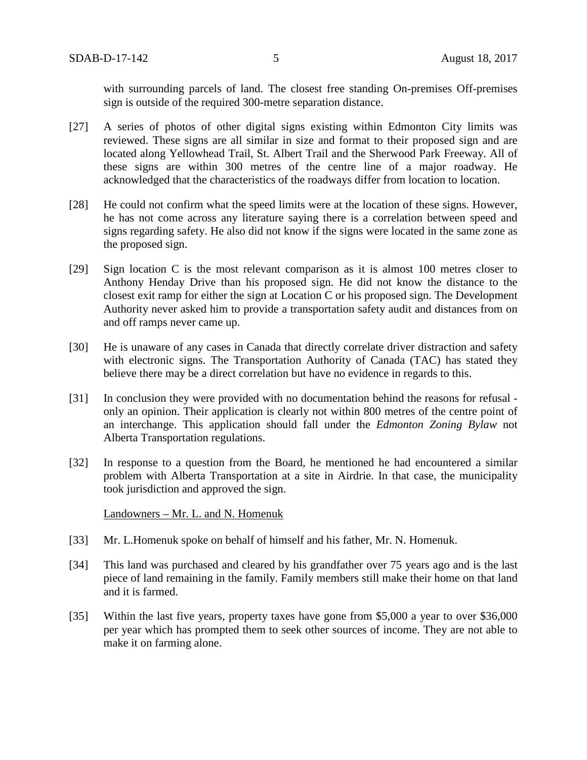with surrounding parcels of land. The closest free standing On-premises Off-premises sign is outside of the required 300-metre separation distance.

[27] A series of photos of other digital signs existing within Edmonton City limits was reviewed. These signs are all similar in size and format to their proposed sign and are located along Yellowhead Trail, St. Albert Trail and the Sherwood Park Freeway. All of these signs are within 300 metres of the centre line of a major roadway. He acknowledged that the characteristics of the roadways differ from location to location.

[28] He could not confirm what the speed limits were at the location of these signs. However, he has not come across any literature saying there is a correlation between speed and signs regarding safety. He also did not know if the signs were located in the same zone as the proposed sign.

[29] Sign location C is the most relevant comparison as it is almost 100 metres closer to Anthony Henday Drive than his proposed sign. He did not know the distance to the closest exit ramp for either the sign at Location C or his proposed sign. The Development Authority never asked him to provide a transportation safety audit and distances from on and off ramps never came up.

[30] He is unaware of any cases in Canada that directly correlate driver distraction and safety with electronic signs. The Transportation Authority of Canada (TAC) has stated they believe there may be a direct correlation but have no evidence in regards to this.

[31] In conclusion they were provided with no documentation behind the reasons for refusal - only an opinion. Their application is clearly not within 800 metres of the centre point of an interchange. This application should fall under the *Edmonton Zoning Bylaw* not Alberta Transportation regulations.

[32] In response to a question from the Board, he mentioned he had encountered a similar problem with Alberta Transportation at a site in Airdrie. In that case, the municipality took jurisdiction and approved the sign.

Landowners – Mr. L. and N. Homenuk

[33] Mr. L.Homenuk spoke on behalf of himself and his father, Mr. N. Homenuk.

[34] This land was purchased and cleared by his grandfather over 75 years ago and is the last piece of land remaining in the family. Family members still make their home on that land and it is farmed.

[35] Within the last five years, property taxes have gone from $5,000 a year to over $36,000 per year which has prompted them to seek other sources of income. They are not able to make it on farming alone.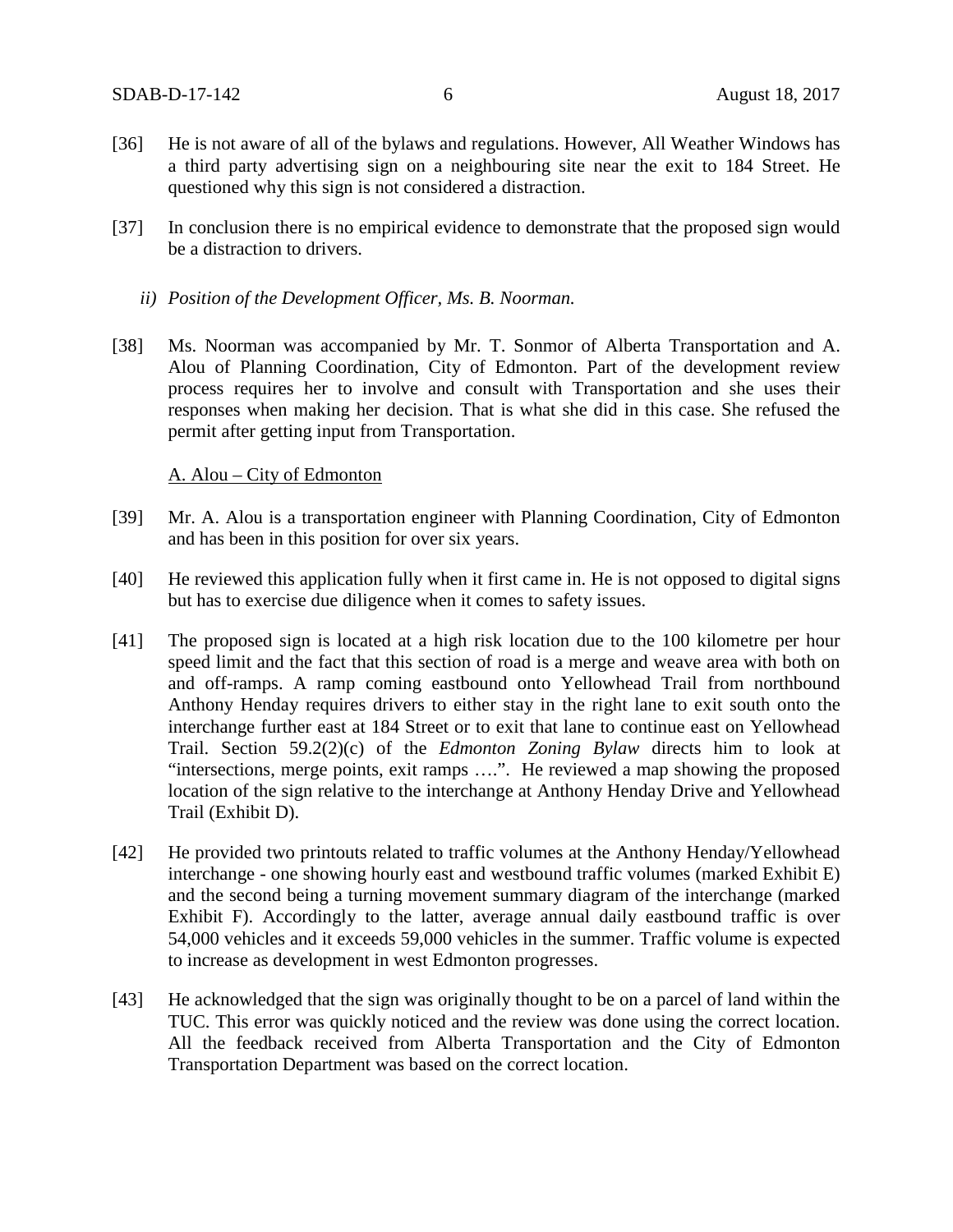[36] He is not aware of all of the bylaws and regulations. However, All Weather Windows has a third party advertising sign on a neighbouring site near the exit to 184 Street. He questioned why this sign is not considered a distraction.

[37] In conclusion there is no empirical evidence to demonstrate that the proposed sign would be a distraction to drivers.

*ii) Position of the Development Officer, Ms. B. Noorman.*

[38] Ms. Noorman was accompanied by Mr. T. Sonmor of Alberta Transportation and A. Alou of Planning Coordination, City of Edmonton. Part of the development review process requires her to involve and consult with Transportation and she uses their responses when making her decision. That is what she did in this case. She refused the permit after getting input from Transportation.

A. Alou – City of Edmonton

[39] Mr. A. Alou is a transportation engineer with Planning Coordination, City of Edmonton and has been in this position for over six years.

[40] He reviewed this application fully when it first came in. He is not opposed to digital signs but has to exercise due diligence when it comes to safety issues.

[41] The proposed sign is located at a high risk location due to the 100 kilometre per hour speed limit and the fact that this section of road is a merge and weave area with both on and off-ramps. A ramp coming eastbound onto Yellowhead Trail from northbound Anthony Henday requires drivers to either stay in the right lane to exit south onto the interchange further east at 184 Street or to exit that lane to continue east on Yellowhead Trail. Section 59.2(2)(c) of the *Edmonton Zoning Bylaw* directs him to look at "intersections, merge points, exit ramps ….". He reviewed a map showing the proposed location of the sign relative to the interchange at Anthony Henday Drive and Yellowhead Trail (Exhibit D).

[42] He provided two printouts related to traffic volumes at the Anthony Henday/Yellowhead interchange - one showing hourly east and westbound traffic volumes (marked Exhibit E) and the second being a turning movement summary diagram of the interchange (marked Exhibit F). Accordingly to the latter, average annual daily eastbound traffic is over 54,000 vehicles and it exceeds 59,000 vehicles in the summer. Traffic volume is expected to increase as development in west Edmonton progresses.

[43] He acknowledged that the sign was originally thought to be on a parcel of land within the TUC. This error was quickly noticed and the review was done using the correct location. All the feedback received from Alberta Transportation and the City of Edmonton Transportation Department was based on the correct location.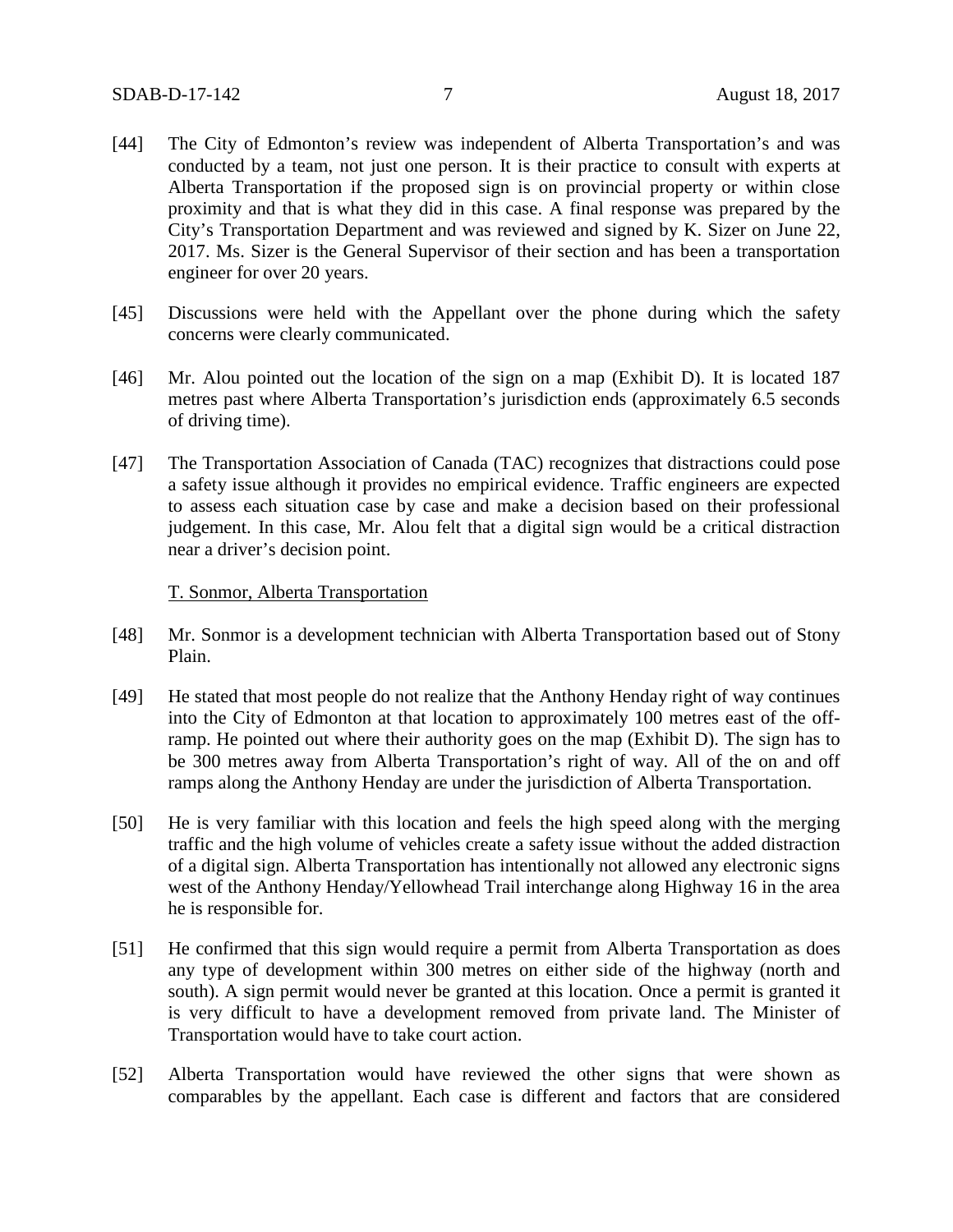[44] The City of Edmonton's review was independent of Alberta Transportation's and was conducted by a team, not just one person. It is their practice to consult with experts at Alberta Transportation if the proposed sign is on provincial property or within close proximity and that is what they did in this case. A final response was prepared by the City's Transportation Department and was reviewed and signed by K. Sizer on June 22, 2017. Ms. Sizer is the General Supervisor of their section and has been a transportation engineer for over 20 years.

[45] Discussions were held with the Appellant over the phone during which the safety concerns were clearly communicated.

[46] Mr. Alou pointed out the location of the sign on a map (Exhibit D). It is located 187 metres past where Alberta Transportation's jurisdiction ends (approximately 6.5 seconds of driving time).

[47] The Transportation Association of Canada (TAC) recognizes that distractions could pose a safety issue although it provides no empirical evidence. Traffic engineers are expected to assess each situation case by case and make a decision based on their professional judgement. In this case, Mr. Alou felt that a digital sign would be a critical distraction near a driver's decision point.

T. Sonmor, Alberta Transportation

[48] Mr. Sonmor is a development technician with Alberta Transportation based out of Stony Plain.

[49] He stated that most people do not realize that the Anthony Henday right of way continues into the City of Edmonton at that location to approximately 100 metres east of the off-ramp. He pointed out where their authority goes on the map (Exhibit D). The sign has to be 300 metres away from Alberta Transportation's right of way. All of the on and off ramps along the Anthony Henday are under the jurisdiction of Alberta Transportation.

[50] He is very familiar with this location and feels the high speed along with the merging traffic and the high volume of vehicles create a safety issue without the added distraction of a digital sign. Alberta Transportation has intentionally not allowed any electronic signs west of the Anthony Henday/Yellowhead Trail interchange along Highway 16 in the area he is responsible for.

[51] He confirmed that this sign would require a permit from Alberta Transportation as does any type of development within 300 metres on either side of the highway (north and south). A sign permit would never be granted at this location. Once a permit is granted it is very difficult to have a development removed from private land. The Minister of Transportation would have to take court action.

[52] Alberta Transportation would have reviewed the other signs that were shown as comparables by the appellant. Each case is different and factors that are considered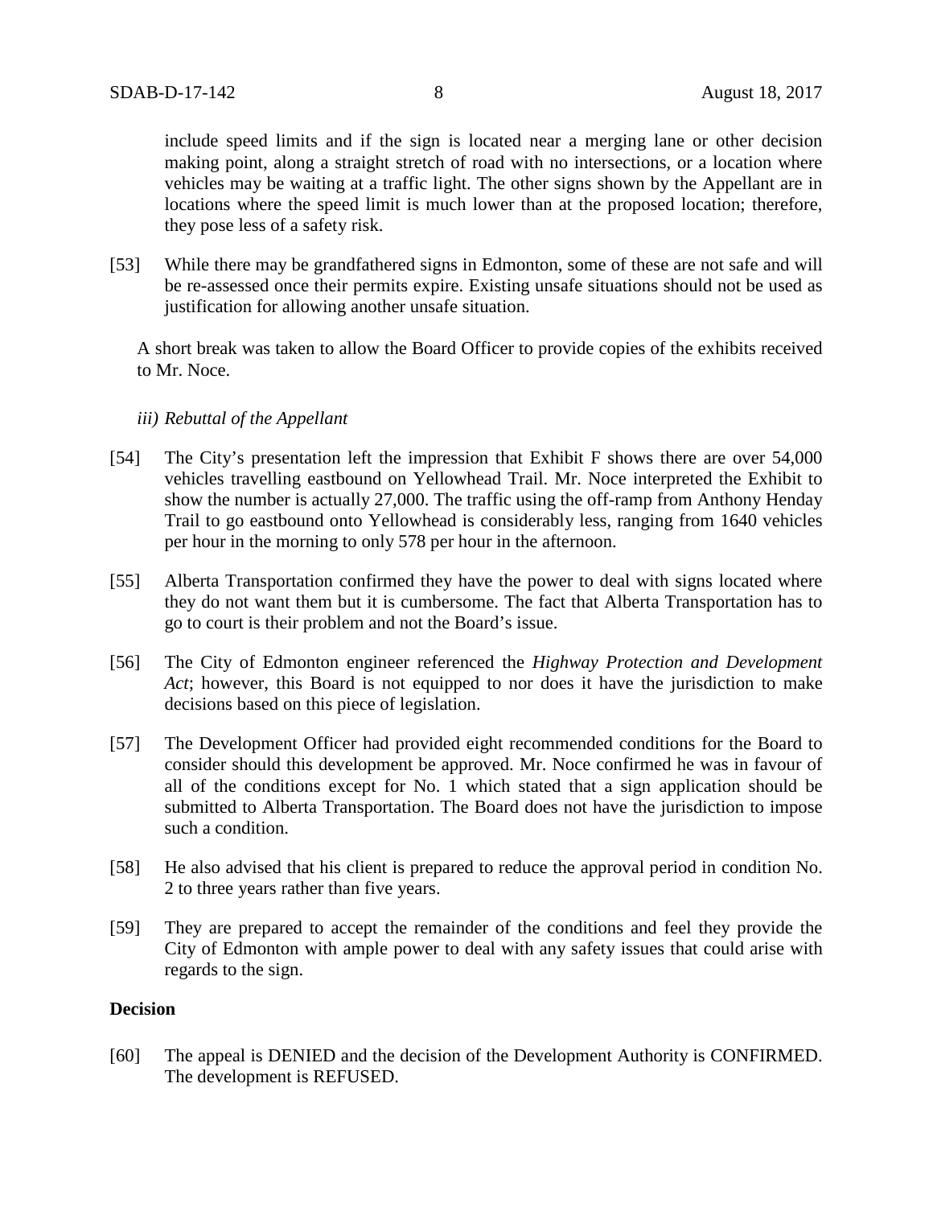include speed limits and if the sign is located near a merging lane or other decision making point, along a straight stretch of road with no intersections, or a location where vehicles may be waiting at a traffic light. The other signs shown by the Appellant are in locations where the speed limit is much lower than at the proposed location; therefore, they pose less of a safety risk.

[53] While there may be grandfathered signs in Edmonton, some of these are not safe and will be re-assessed once their permits expire. Existing unsafe situations should not be used as justification for allowing another unsafe situation.

A short break was taken to allow the Board Officer to provide copies of the exhibits received to Mr. Noce.

*iii) Rebuttal of the Appellant*

[54] The City's presentation left the impression that Exhibit F shows there are over 54,000 vehicles travelling eastbound on Yellowhead Trail. Mr. Noce interpreted the Exhibit to show the number is actually 27,000. The traffic using the off-ramp from Anthony Henday Trail to go eastbound onto Yellowhead is considerably less, ranging from 1640 vehicles per hour in the morning to only 578 per hour in the afternoon.

[55] Alberta Transportation confirmed they have the power to deal with signs located where they do not want them but it is cumbersome. The fact that Alberta Transportation has to go to court is their problem and not the Board's issue.

[56] The City of Edmonton engineer referenced the *Highway Protection and Development Act*; however, this Board is not equipped to nor does it have the jurisdiction to make decisions based on this piece of legislation.

[57] The Development Officer had provided eight recommended conditions for the Board to consider should this development be approved. Mr. Noce confirmed he was in favour of all of the conditions except for No. 1 which stated that a sign application should be submitted to Alberta Transportation. The Board does not have the jurisdiction to impose such a condition.

[58] He also advised that his client is prepared to reduce the approval period in condition No. 2 to three years rather than five years.

[59] They are prepared to accept the remainder of the conditions and feel they provide the City of Edmonton with ample power to deal with any safety issues that could arise with regards to the sign.

**Decision**

[60] The appeal is DENIED and the decision of the Development Authority is CONFIRMED. The development is REFUSED.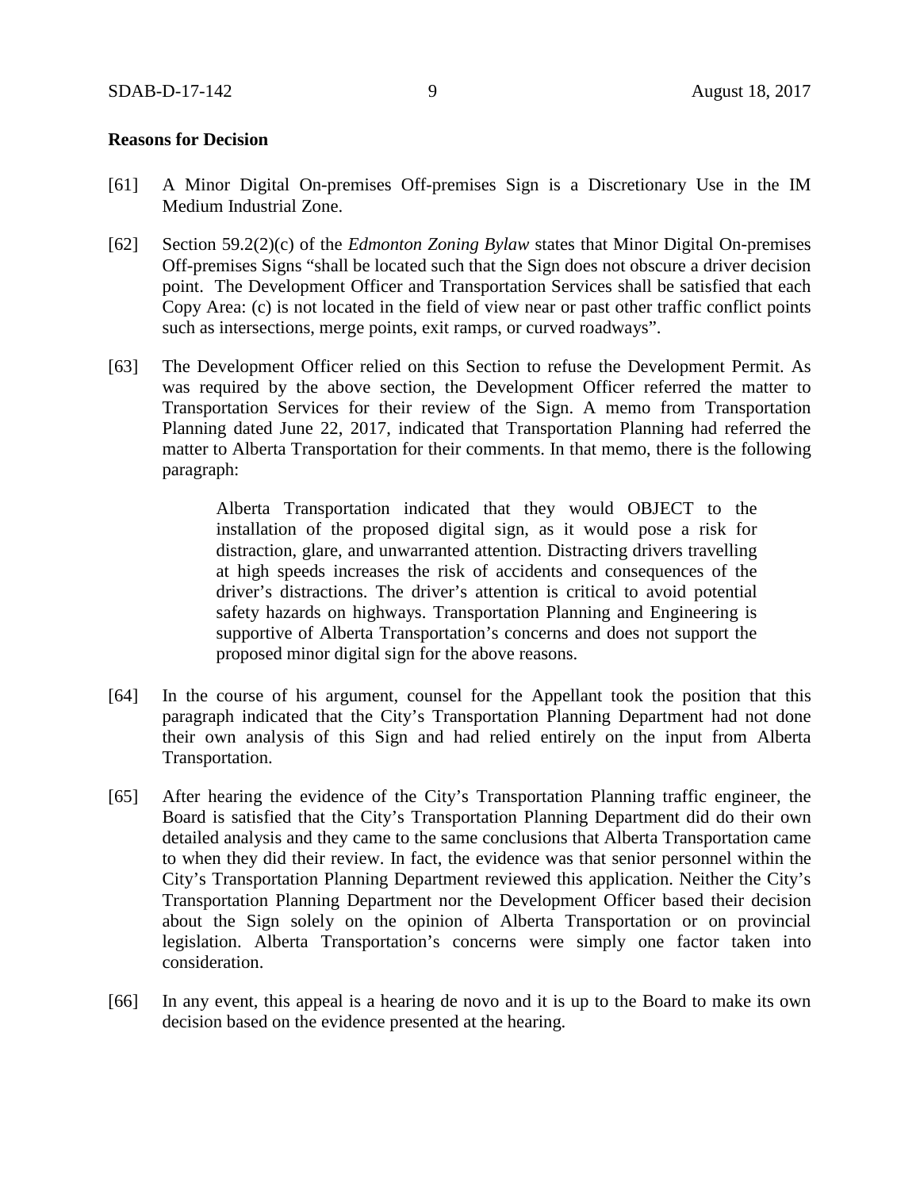**Reasons for Decision**

[61] A Minor Digital On-premises Off-premises Sign is a Discretionary Use in the IM Medium Industrial Zone.

[62] Section 59.2(2)(c) of the *Edmonton Zoning Bylaw* states that Minor Digital On-premises Off-premises Signs "shall be located such that the Sign does not obscure a driver decision point. The Development Officer and Transportation Services shall be satisfied that each Copy Area: (c) is not located in the field of view near or past other traffic conflict points such as intersections, merge points, exit ramps, or curved roadways".

[63] The Development Officer relied on this Section to refuse the Development Permit. As was required by the above section, the Development Officer referred the matter to Transportation Services for their review of the Sign. A memo from Transportation Planning dated June 22, 2017, indicated that Transportation Planning had referred the matter to Alberta Transportation for their comments. In that memo, there is the following paragraph:

> Alberta Transportation indicated that they would OBJECT to the installation of the proposed digital sign, as it would pose a risk for distraction, glare, and unwarranted attention. Distracting drivers travelling at high speeds increases the risk of accidents and consequences of the driver's distractions. The driver's attention is critical to avoid potential safety hazards on highways. Transportation Planning and Engineering is supportive of Alberta Transportation's concerns and does not support the proposed minor digital sign for the above reasons.

[64] In the course of his argument, counsel for the Appellant took the position that this paragraph indicated that the City's Transportation Planning Department had not done their own analysis of this Sign and had relied entirely on the input from Alberta Transportation.

[65] After hearing the evidence of the City's Transportation Planning traffic engineer, the Board is satisfied that the City's Transportation Planning Department did do their own detailed analysis and they came to the same conclusions that Alberta Transportation came to when they did their review. In fact, the evidence was that senior personnel within the City's Transportation Planning Department reviewed this application. Neither the City's Transportation Planning Department nor the Development Officer based their decision about the Sign solely on the opinion of Alberta Transportation or on provincial legislation. Alberta Transportation's concerns were simply one factor taken into consideration.

[66] In any event, this appeal is a hearing de novo and it is up to the Board to make its own decision based on the evidence presented at the hearing.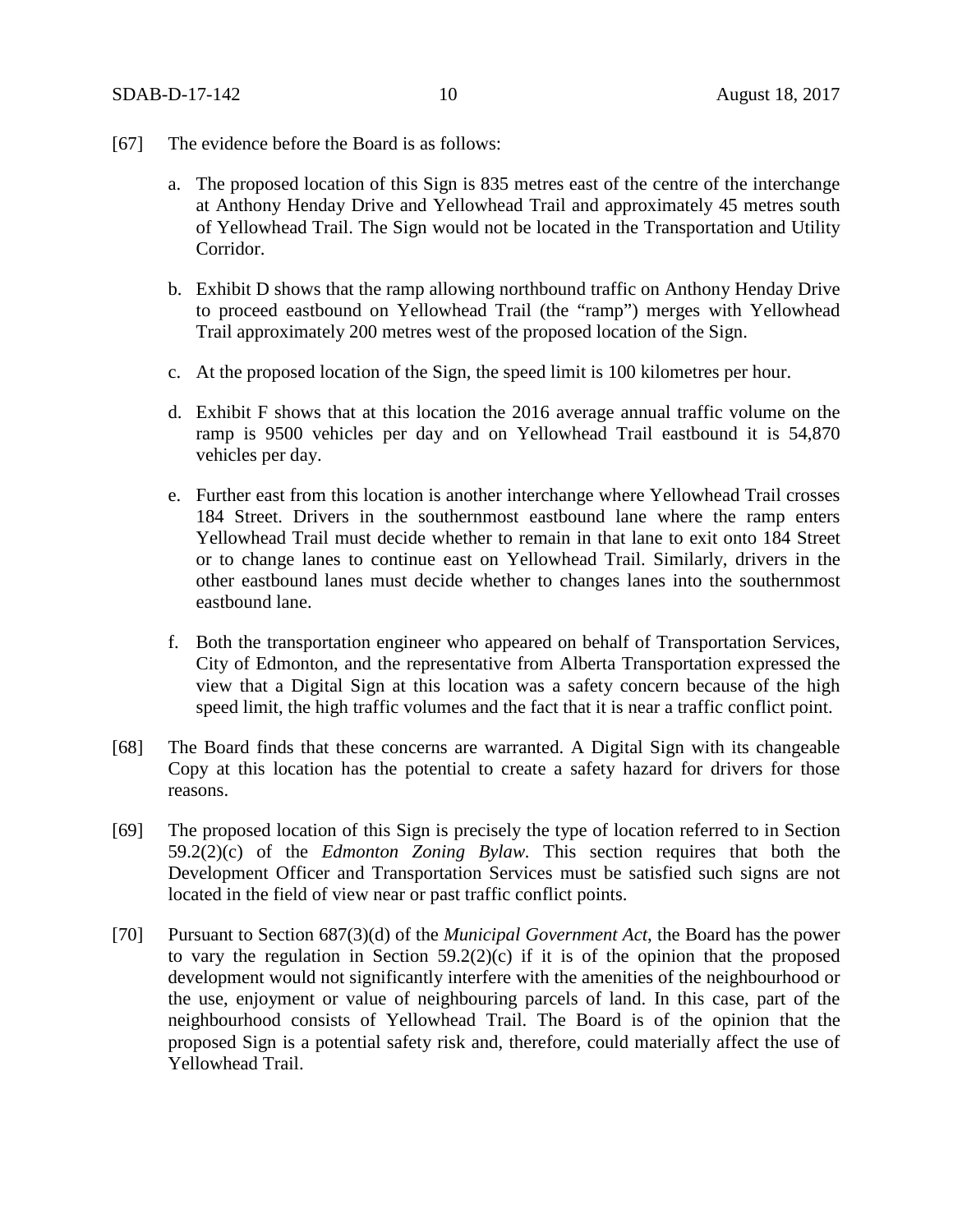[67] The evidence before the Board is as follows:

a. The proposed location of this Sign is 835 metres east of the centre of the interchange at Anthony Henday Drive and Yellowhead Trail and approximately 45 metres south of Yellowhead Trail. The Sign would not be located in the Transportation and Utility Corridor.

b. Exhibit D shows that the ramp allowing northbound traffic on Anthony Henday Drive to proceed eastbound on Yellowhead Trail (the "ramp") merges with Yellowhead Trail approximately 200 metres west of the proposed location of the Sign.

c. At the proposed location of the Sign, the speed limit is 100 kilometres per hour.

d. Exhibit F shows that at this location the 2016 average annual traffic volume on the ramp is 9500 vehicles per day and on Yellowhead Trail eastbound it is 54,870 vehicles per day.

e. Further east from this location is another interchange where Yellowhead Trail crosses 184 Street. Drivers in the southernmost eastbound lane where the ramp enters Yellowhead Trail must decide whether to remain in that lane to exit onto 184 Street or to change lanes to continue east on Yellowhead Trail. Similarly, drivers in the other eastbound lanes must decide whether to changes lanes into the southernmost eastbound lane.

f. Both the transportation engineer who appeared on behalf of Transportation Services, City of Edmonton, and the representative from Alberta Transportation expressed the view that a Digital Sign at this location was a safety concern because of the high speed limit, the high traffic volumes and the fact that it is near a traffic conflict point.

[68] The Board finds that these concerns are warranted. A Digital Sign with its changeable Copy at this location has the potential to create a safety hazard for drivers for those reasons.

[69] The proposed location of this Sign is precisely the type of location referred to in Section 59.2(2)(c) of the *Edmonton Zoning Bylaw*. This section requires that both the Development Officer and Transportation Services must be satisfied such signs are not located in the field of view near or past traffic conflict points.

[70] Pursuant to Section 687(3)(d) of the *Municipal Government Act*, the Board has the power to vary the regulation in Section 59.2(2)(c) if it is of the opinion that the proposed development would not significantly interfere with the amenities of the neighbourhood or the use, enjoyment or value of neighbouring parcels of land. In this case, part of the neighbourhood consists of Yellowhead Trail. The Board is of the opinion that the proposed Sign is a potential safety risk and, therefore, could materially affect the use of Yellowhead Trail.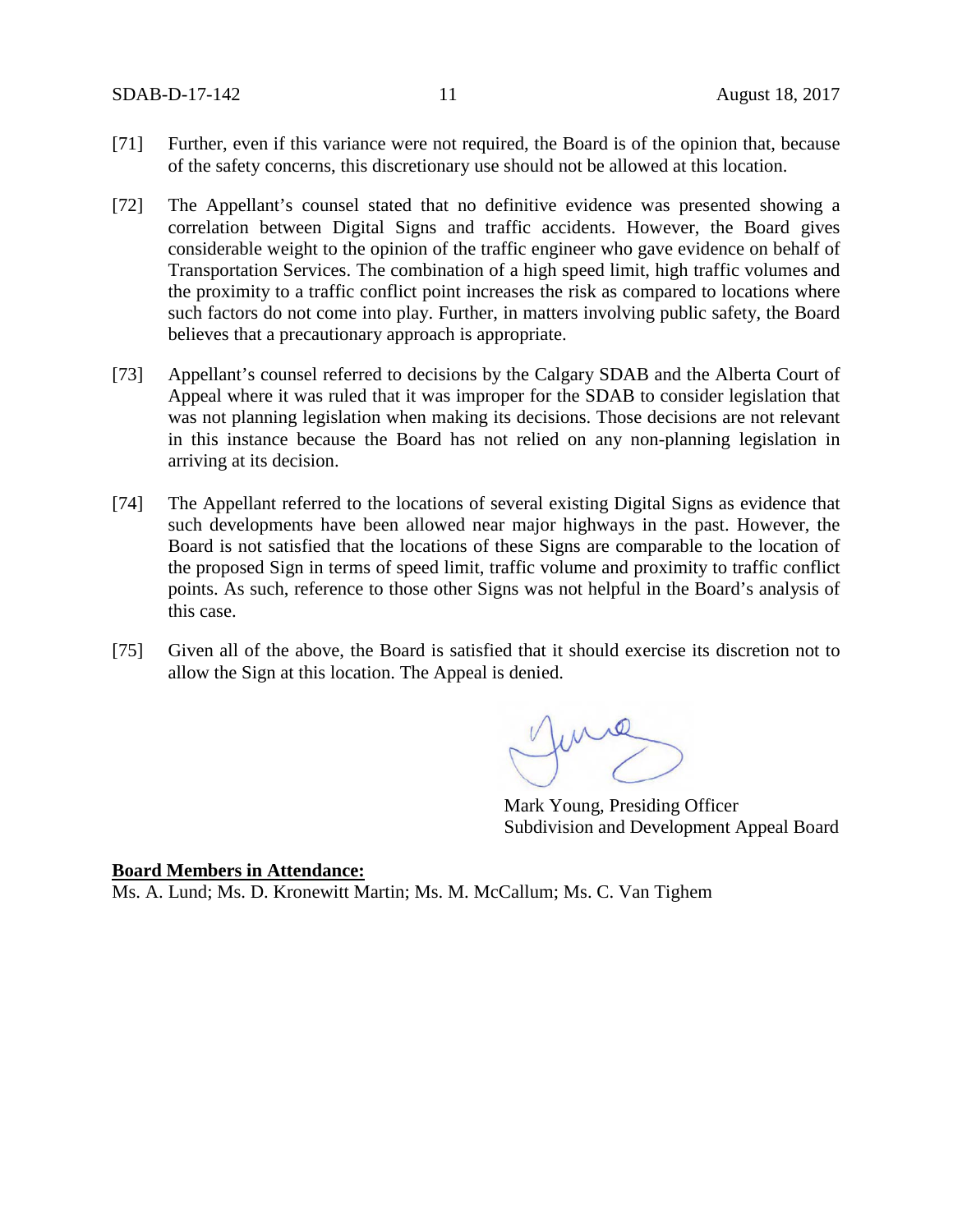[71] Further, even if this variance were not required, the Board is of the opinion that, because of the safety concerns, this discretionary use should not be allowed at this location.

[72] The Appellant's counsel stated that no definitive evidence was presented showing a correlation between Digital Signs and traffic accidents. However, the Board gives considerable weight to the opinion of the traffic engineer who gave evidence on behalf of Transportation Services. The combination of a high speed limit, high traffic volumes and the proximity to a traffic conflict point increases the risk as compared to locations where such factors do not come into play. Further, in matters involving public safety, the Board believes that a precautionary approach is appropriate.

[73] Appellant's counsel referred to decisions by the Calgary SDAB and the Alberta Court of Appeal where it was ruled that it was improper for the SDAB to consider legislation that was not planning legislation when making its decisions. Those decisions are not relevant in this instance because the Board has not relied on any non-planning legislation in arriving at its decision.

[74] The Appellant referred to the locations of several existing Digital Signs as evidence that such developments have been allowed near major highways in the past. However, the Board is not satisfied that the locations of these Signs are comparable to the location of the proposed Sign in terms of speed limit, traffic volume and proximity to traffic conflict points. As such, reference to those other Signs was not helpful in the Board's analysis of this case.

[75] Given all of the above, the Board is satisfied that it should exercise its discretion not to allow the Sign at this location. The Appeal is denied.

Mark Young, Presiding Officer
Subdivision and Development Appeal Board

**Board Members in Attendance:**
Ms. A. Lund; Ms. D. Kronewitt Martin; Ms. M. McCallum; Ms. C. Van Tighem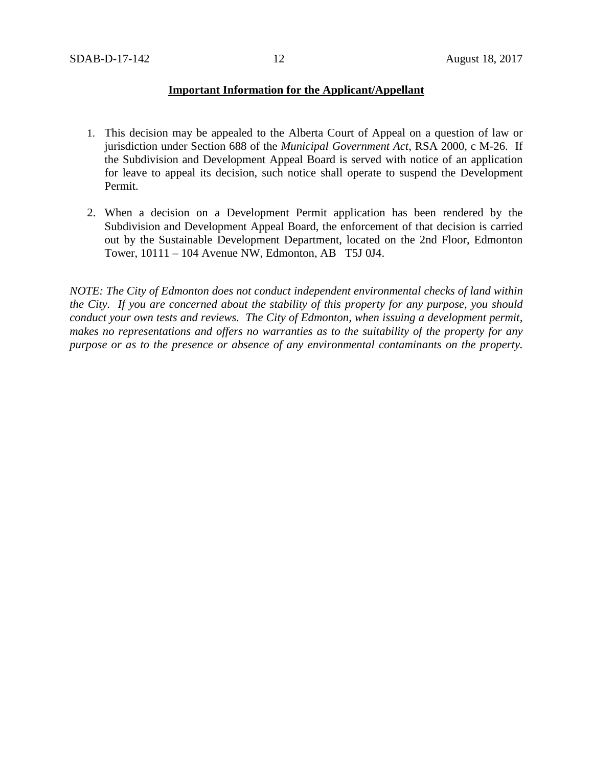**Important Information for the Applicant/Appellant**

1. This decision may be appealed to the Alberta Court of Appeal on a question of law or jurisdiction under Section 688 of the *Municipal Government Act*, RSA 2000, c M-26. If the Subdivision and Development Appeal Board is served with notice of an application for leave to appeal its decision, such notice shall operate to suspend the Development Permit.

2. When a decision on a Development Permit application has been rendered by the Subdivision and Development Appeal Board, the enforcement of that decision is carried out by the Sustainable Development Department, located on the 2nd Floor, Edmonton Tower, 10111 – 104 Avenue NW, Edmonton, AB T5J 0J4.

*NOTE: The City of Edmonton does not conduct independent environmental checks of land within the City. If you are concerned about the stability of this property for any purpose, you should conduct your own tests and reviews. The City of Edmonton, when issuing a development permit, makes no representations and offers no warranties as to the suitability of the property for any purpose or as to the presence or absence of any environmental contaminants on the property.*